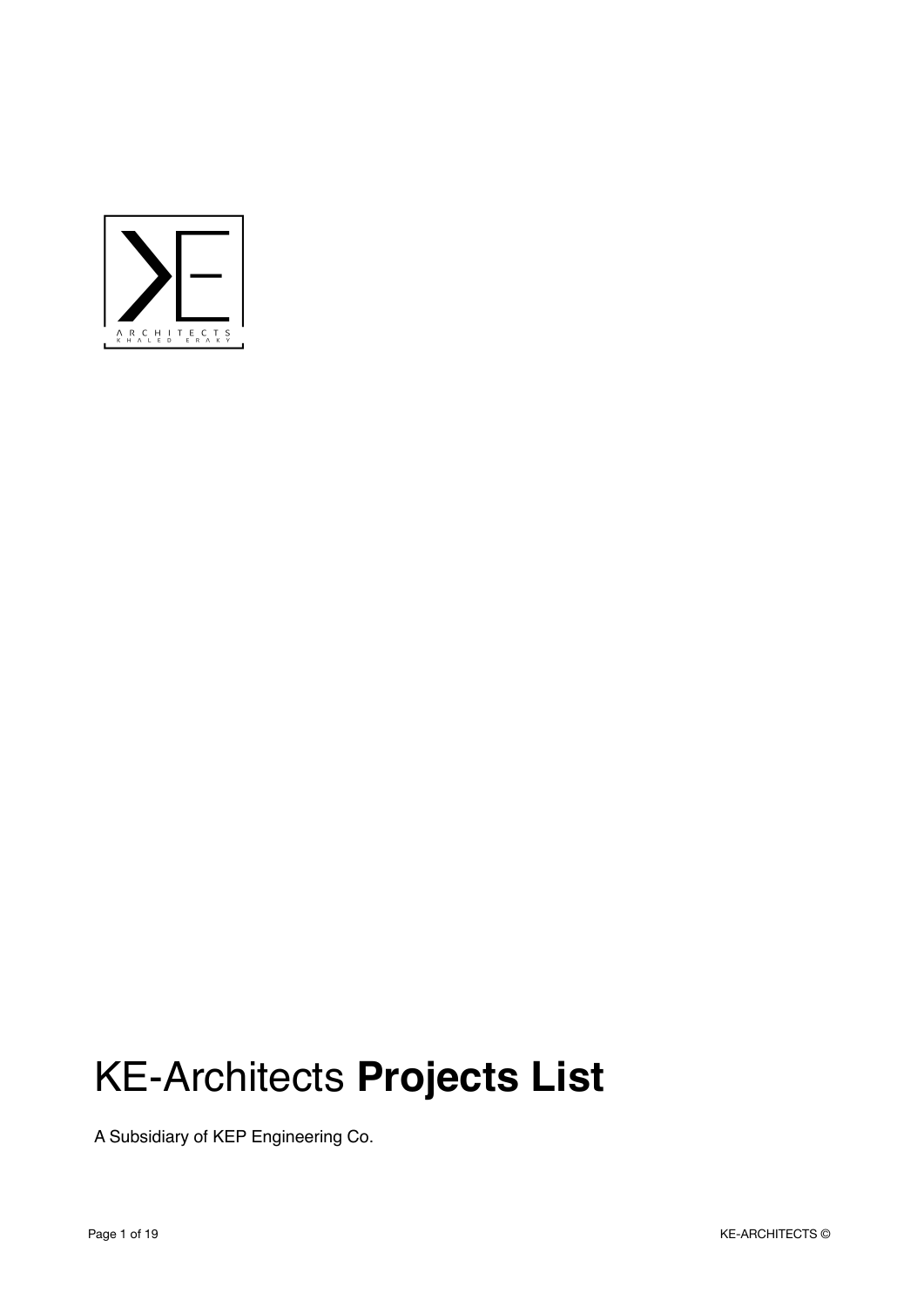ARCHITECTS
KHALED ERAKY

# KE-Architects **Projects List**

A Subsidiary of KEP Engineering Co.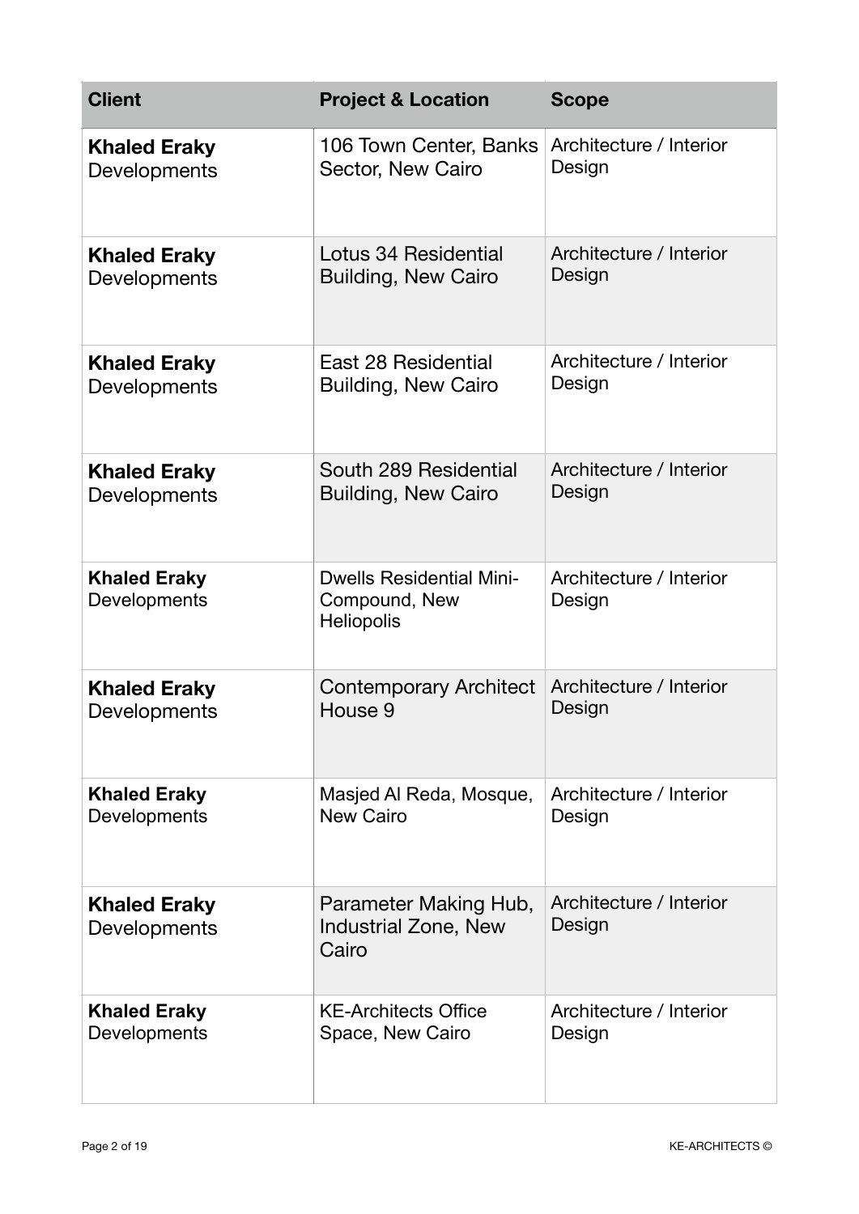| Client | Project & Location | Scope |
| --- | --- | --- |
| **Khaled Eraky** Developments | 106 Town Center, Banks Sector, New Cairo | Architecture / Interior Design |
| **Khaled Eraky** Developments | Lotus 34 Residential Building, New Cairo | Architecture / Interior Design |
| **Khaled Eraky** Developments | East 28 Residential Building, New Cairo | Architecture / Interior Design |
| **Khaled Eraky** Developments | South 289 Residential Building, New Cairo | Architecture / Interior Design |
| **Khaled Eraky** Developments | Dwells Residential Mini-Compound, New Heliopolis | Architecture / Interior Design |
| **Khaled Eraky** Developments | Contemporary Architect House 9 | Architecture / Interior Design |
| **Khaled Eraky** Developments | Masjed Al Reda, Mosque, New Cairo | Architecture / Interior Design |
| **Khaled Eraky** Developments | Parameter Making Hub, Industrial Zone, New Cairo | Architecture / Interior Design |
| **Khaled Eraky** Developments | KE-Architects Office Space, New Cairo | Architecture / Interior Design |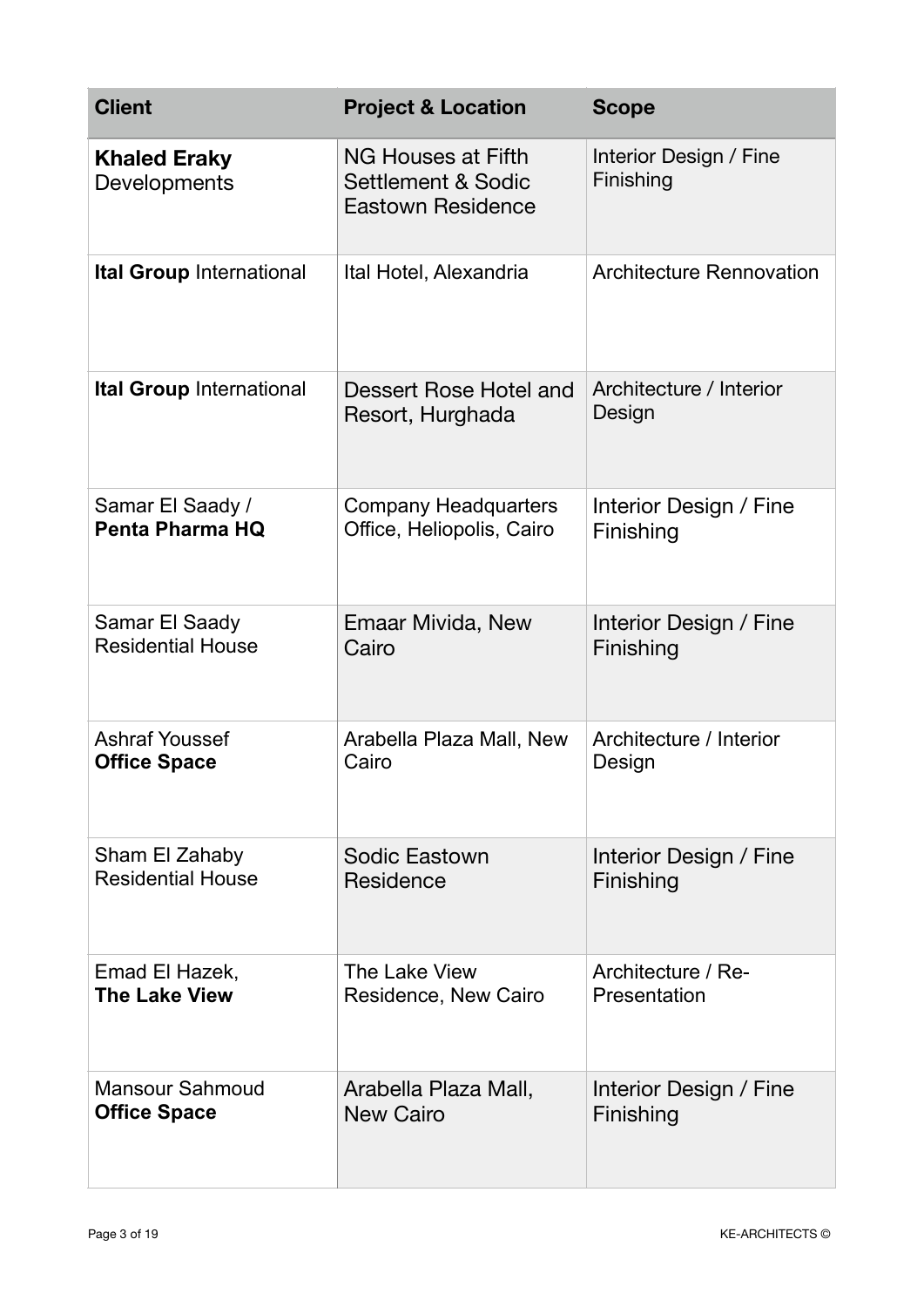| Client | Project & Location | Scope |
| --- | --- | --- |
| **Khaled Eraky** Developments | NG Houses at Fifth Settlement & Sodic Eastown Residence | Interior Design / Fine Finishing |
| **Ital Group** International | Ital Hotel, Alexandria | Architecture Rennovation |
| **Ital Group** International | Dessert Rose Hotel and Resort, Hurghada | Architecture / Interior Design |
| Samar El Saady / **Penta Pharma HQ** | Company Headquarters Office, Heliopolis, Cairo | Interior Design / Fine Finishing |
| Samar El Saady Residential House | Emaar Mivida, New Cairo | Interior Design / Fine Finishing |
| Ashraf Youssef **Office Space** | Arabella Plaza Mall, New Cairo | Architecture / Interior Design |
| Sham El Zahaby Residential House | Sodic Eastown Residence | Interior Design / Fine Finishing |
| Emad El Hazek, **The Lake View** | The Lake View Residence, New Cairo | Architecture / Re-Presentation |
| Mansour Sahmoud **Office Space** | Arabella Plaza Mall, New Cairo | Interior Design / Fine Finishing |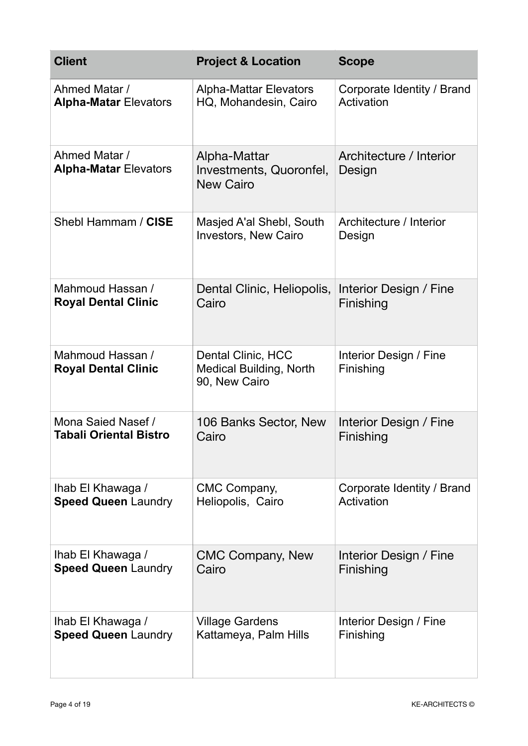| Client | Project & Location | Scope |
|---|---|---|
| Ahmed Matar / **Alpha-Matar** Elevators | Alpha-Mattar Elevators HQ, Mohandesin, Cairo | Corporate Identity / Brand Activation |
| Ahmed Matar / **Alpha-Matar** Elevators | Alpha-Mattar Investments, Quoronfel, New Cairo | Architecture / Interior Design |
| Shebl Hammam / **CISE** | Masjed A'al Shebl, South Investors, New Cairo | Architecture / Interior Design |
| Mahmoud Hassan / **Royal Dental Clinic** | Dental Clinic, Heliopolis, Cairo | Interior Design / Fine Finishing |
| Mahmoud Hassan / **Royal Dental Clinic** | Dental Clinic, HCC Medical Building, North 90, New Cairo | Interior Design / Fine Finishing |
| Mona Saied Nasef / **Tabali Oriental Bistro** | 106 Banks Sector, New Cairo | Interior Design / Fine Finishing |
| Ihab El Khawaga / **Speed Queen** Laundry | CMC Company, Heliopolis, Cairo | Corporate Identity / Brand Activation |
| Ihab El Khawaga / **Speed Queen** Laundry | CMC Company, New Cairo | Interior Design / Fine Finishing |
| Ihab El Khawaga / **Speed Queen** Laundry | Village Gardens Kattameya, Palm Hills | Interior Design / Fine Finishing |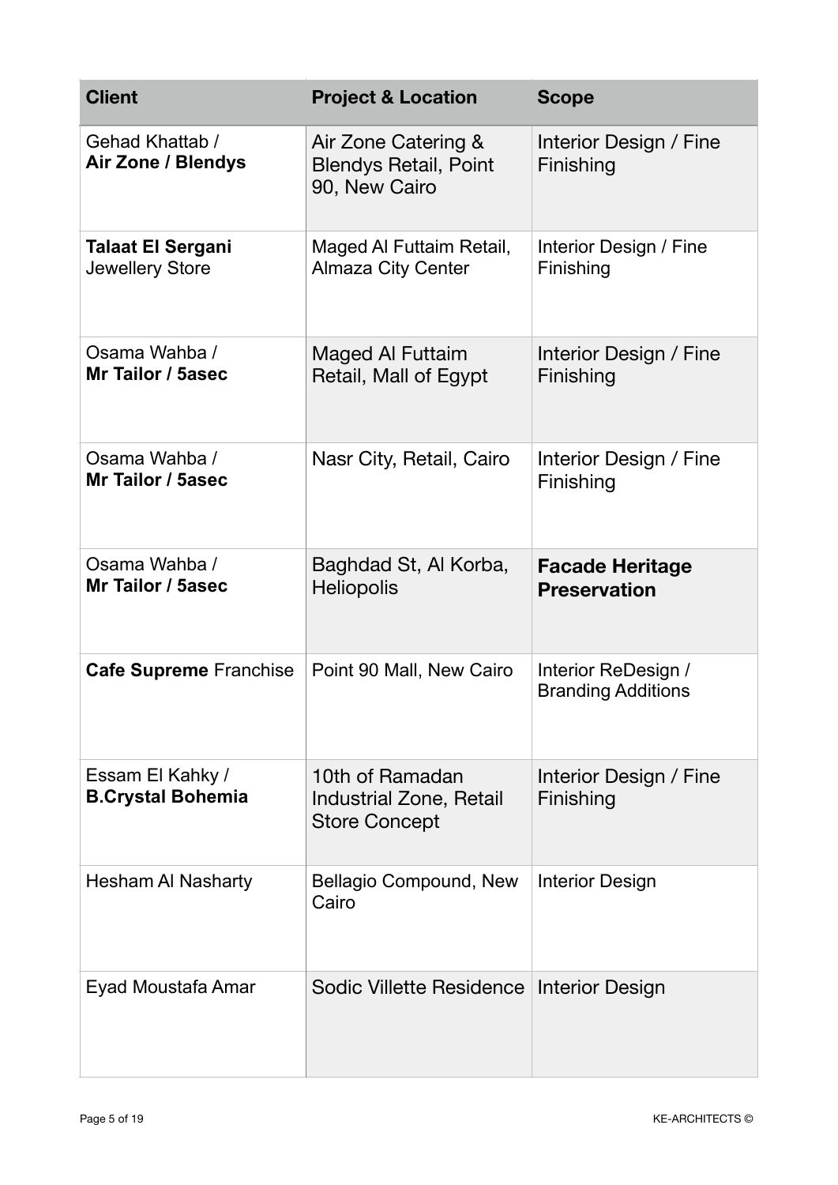| **Client** | **Project & Location** | **Scope** |
|---|---|---|
| Gehad Khattab / **Air Zone / Blendys** | Air Zone Catering & Blendys Retail, Point 90, New Cairo | Interior Design / Fine Finishing |
| **Talaat El Sergani** Jewellery Store | Maged Al Futtaim Retail, Almaza City Center | Interior Design / Fine Finishing |
| Osama Wahba / **Mr Tailor / 5asec** | Maged Al Futtaim Retail, Mall of Egypt | Interior Design / Fine Finishing |
| Osama Wahba / **Mr Tailor / 5asec** | Nasr City, Retail, Cairo | Interior Design / Fine Finishing |
| Osama Wahba / **Mr Tailor / 5asec** | Baghdad St, Al Korba, Heliopolis | **Facade Heritage Preservation** |
| **Cafe Supreme** Franchise | Point 90 Mall, New Cairo | Interior ReDesign / Branding Additions |
| Essam El Kahky / **B.Crystal Bohemia** | 10th of Ramadan Industrial Zone, Retail Store Concept | Interior Design / Fine Finishing |
| Hesham Al Nasharty | Bellagio Compound, New Cairo | Interior Design |
| Eyad Moustafa Amar | Sodic Villette Residence | Interior Design |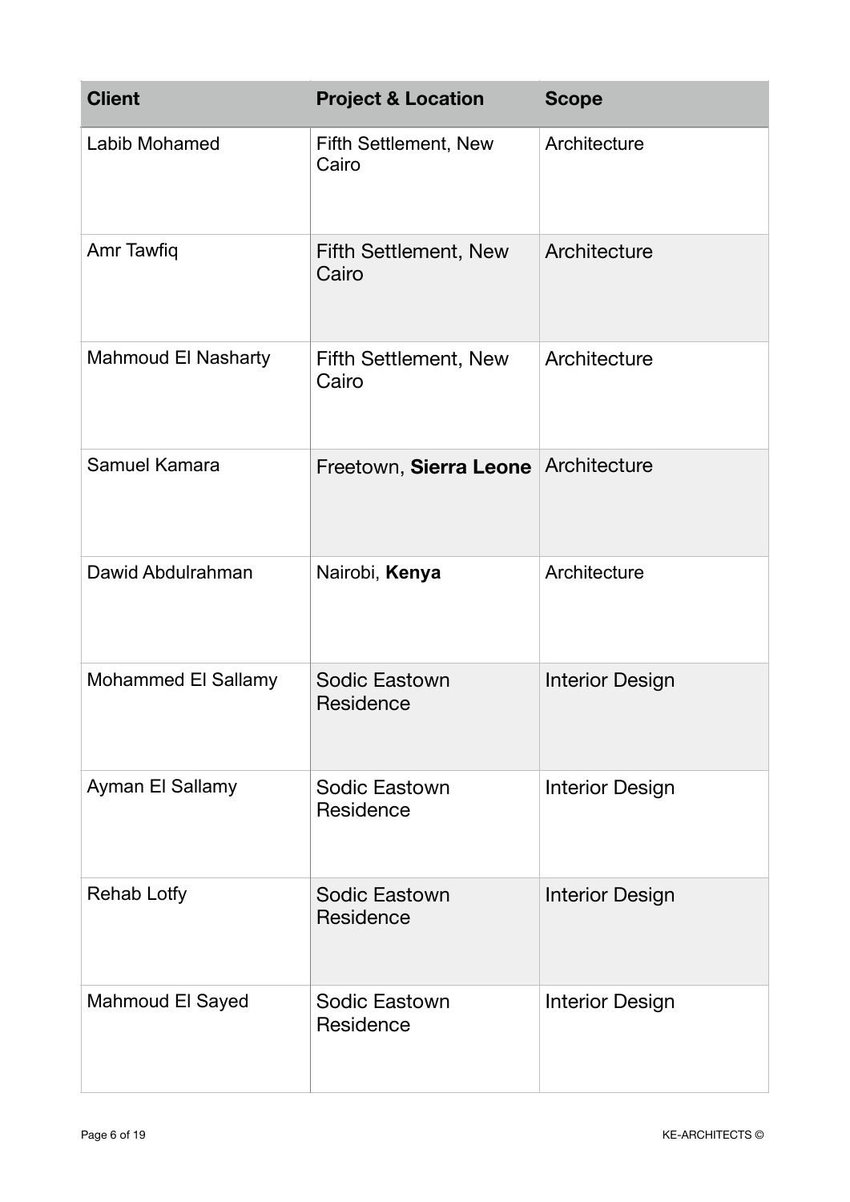| Client | Project & Location | Scope |
| --- | --- | --- |
| Labib Mohamed | Fifth Settlement, New Cairo | Architecture |
| Amr Tawfiq | Fifth Settlement, New Cairo | Architecture |
| Mahmoud El Nasharty | Fifth Settlement, New Cairo | Architecture |
| Samuel Kamara | Freetown, **Sierra Leone** | Architecture |
| Dawid Abdulrahman | Nairobi, **Kenya** | Architecture |
| Mohammed El Sallamy | Sodic Eastown Residence | Interior Design |
| Ayman El Sallamy | Sodic Eastown Residence | Interior Design |
| Rehab Lotfy | Sodic Eastown Residence | Interior Design |
| Mahmoud El Sayed | Sodic Eastown Residence | Interior Design |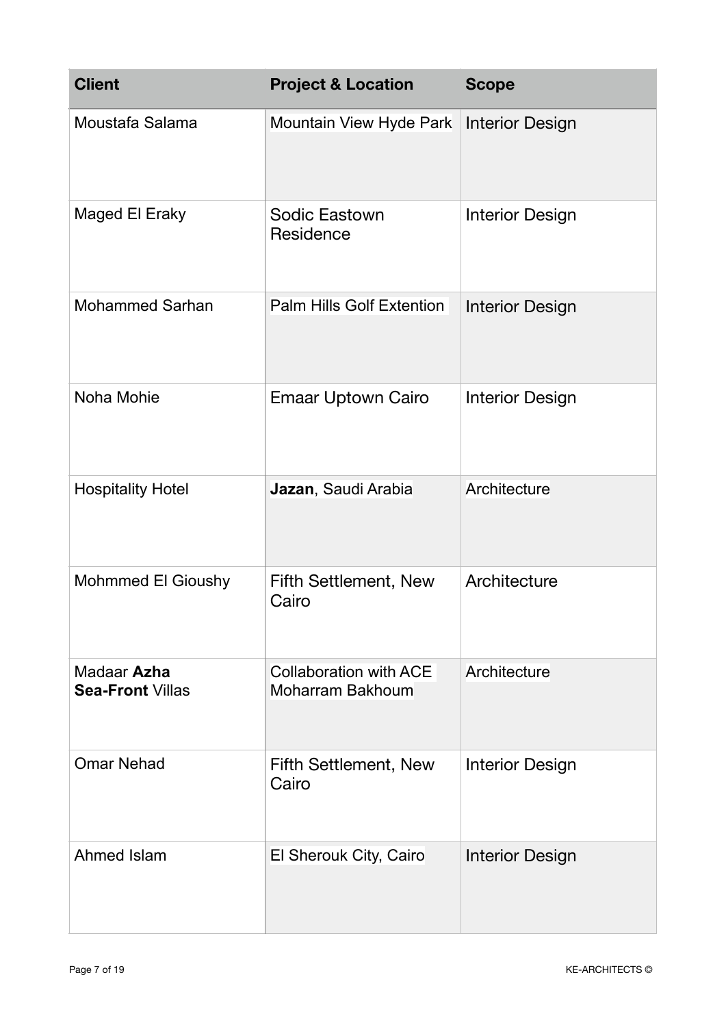| Client | Project & Location | Scope |
|---|---|---|
| Moustafa Salama | Mountain View Hyde Park | Interior Design |
| Maged El Eraky | Sodic Eastown Residence | Interior Design |
| Mohammed Sarhan | Palm Hills Golf Extention | Interior Design |
| Noha Mohie | Emaar Uptown Cairo | Interior Design |
| Hospitality Hotel | **Jazan**, Saudi Arabia | Architecture |
| Mohmmed El Gioushy | Fifth Settlement, New Cairo | Architecture |
| Madaar **Azha Sea-Front** Villas | Collaboration with ACE Moharram Bakhoum | Architecture |
| Omar Nehad | Fifth Settlement, New Cairo | Interior Design |
| Ahmed Islam | El Sherouk City, Cairo | Interior Design |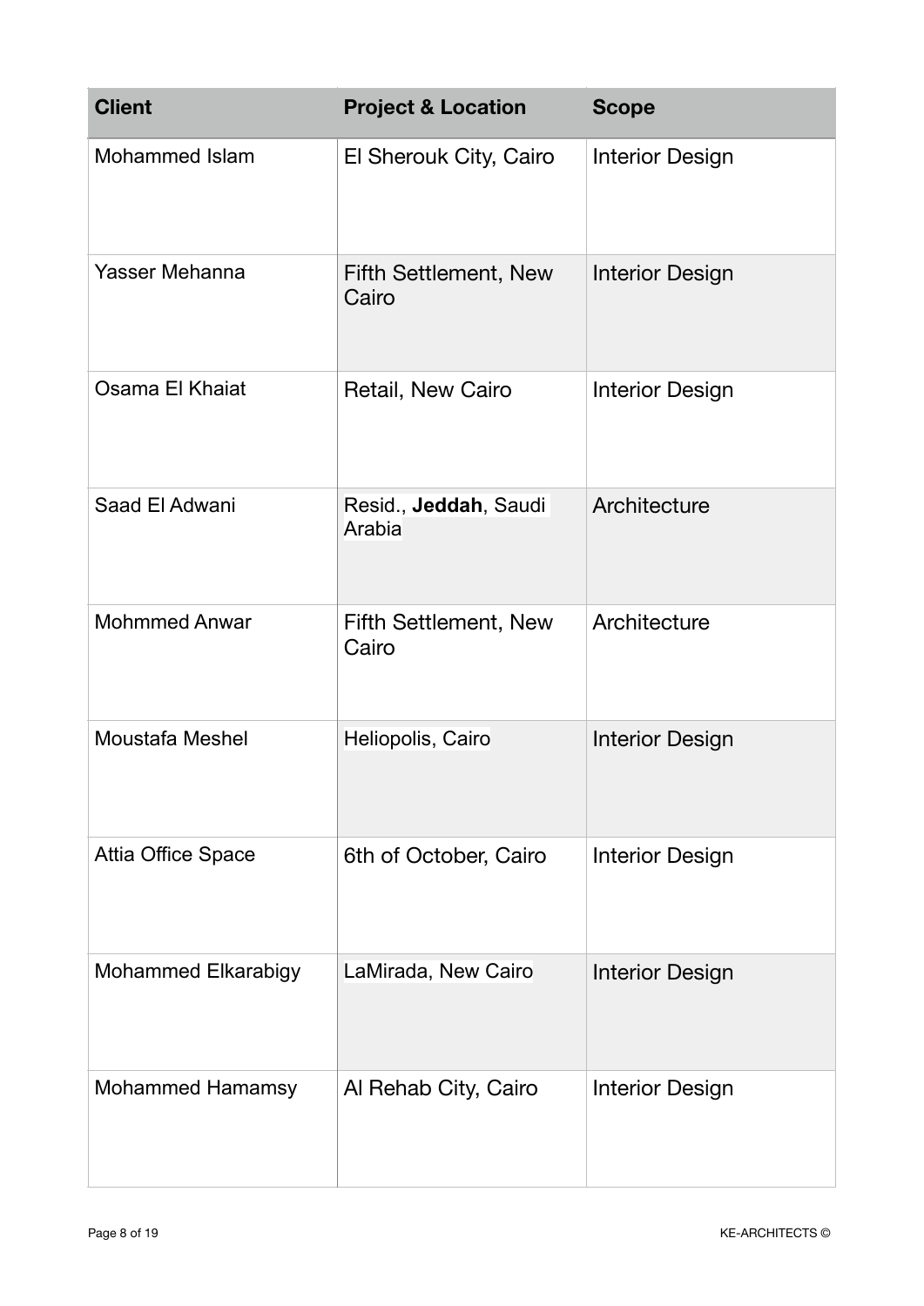| Client | Project & Location | Scope |
|---|---|---|
| Mohammed Islam | El Sherouk City, Cairo | Interior Design |
| Yasser Mehanna | Fifth Settlement, New Cairo | Interior Design |
| Osama El Khaiat | Retail, New Cairo | Interior Design |
| Saad El Adwani | Resid., **Jeddah**, Saudi Arabia | Architecture |
| Mohmmed Anwar | Fifth Settlement, New Cairo | Architecture |
| Moustafa Meshel | Heliopolis, Cairo | Interior Design |
| Attia Office Space | 6th of October, Cairo | Interior Design |
| Mohammed Elkarabigy | LaMirada, New Cairo | Interior Design |
| Mohammed Hamamsy | Al Rehab City, Cairo | Interior Design |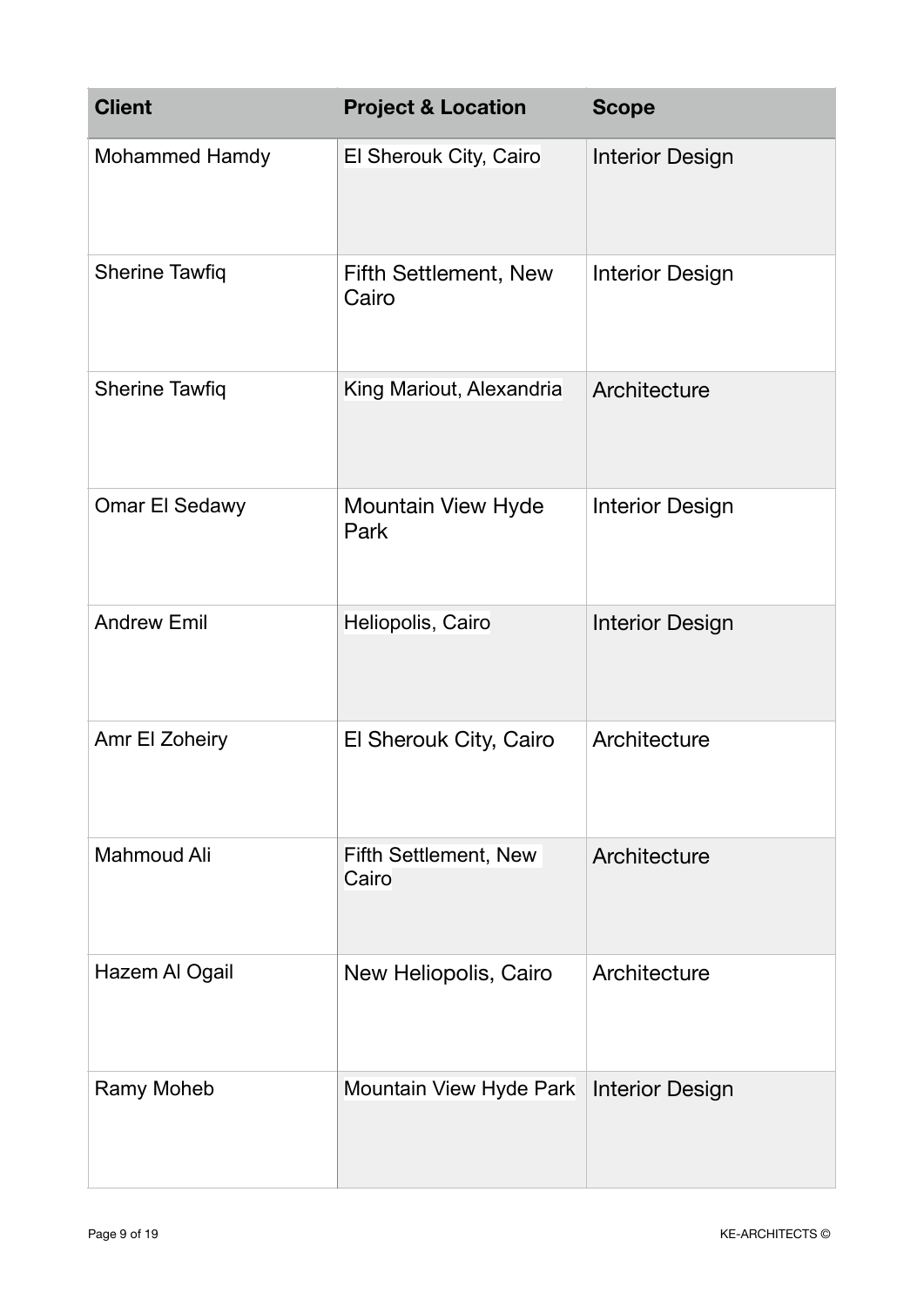| Client | Project & Location | Scope |
| --- | --- | --- |
| Mohammed Hamdy | El Sherouk City, Cairo | Interior Design |
| Sherine Tawfiq | Fifth Settlement, New Cairo | Interior Design |
| Sherine Tawfiq | King Mariout, Alexandria | Architecture |
| Omar El Sedawy | Mountain View Hyde Park | Interior Design |
| Andrew Emil | Heliopolis, Cairo | Interior Design |
| Amr El Zoheiry | El Sherouk City, Cairo | Architecture |
| Mahmoud Ali | Fifth Settlement, New Cairo | Architecture |
| Hazem Al Ogail | New Heliopolis, Cairo | Architecture |
| Ramy Moheb | Mountain View Hyde Park | Interior Design |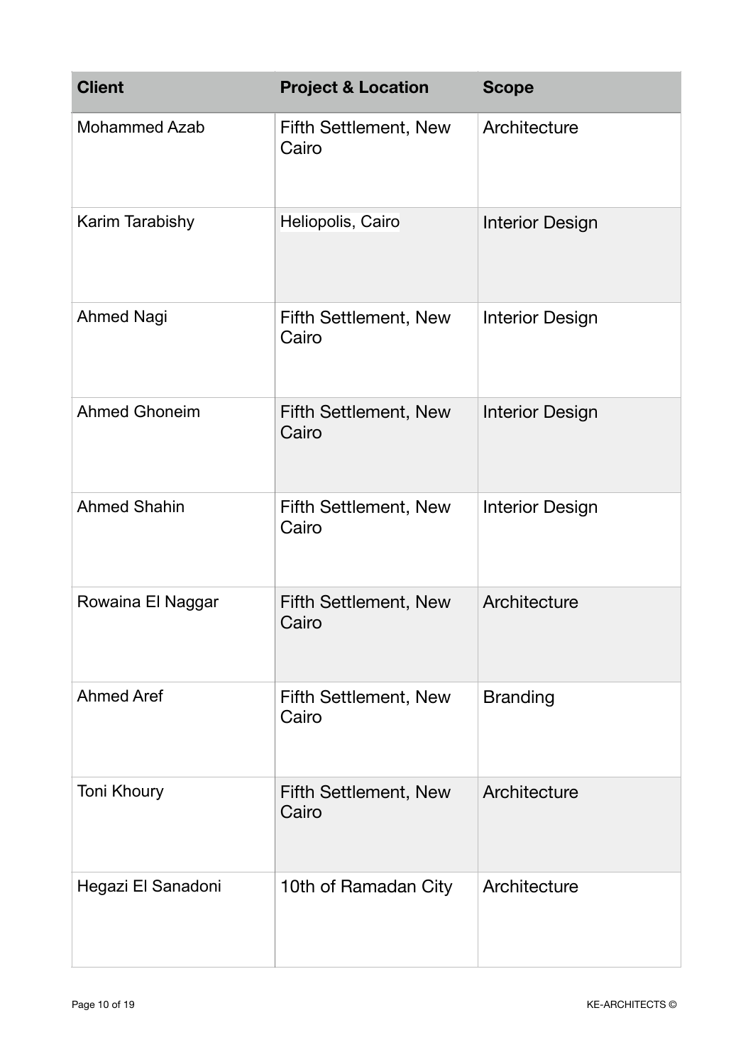| Client | Project & Location | Scope |
| --- | --- | --- |
| Mohammed Azab | Fifth Settlement, New Cairo | Architecture |
| Karim Tarabishy | Heliopolis, Cairo | Interior Design |
| Ahmed Nagi | Fifth Settlement, New Cairo | Interior Design |
| Ahmed Ghoneim | Fifth Settlement, New Cairo | Interior Design |
| Ahmed Shahin | Fifth Settlement, New Cairo | Interior Design |
| Rowaina El Naggar | Fifth Settlement, New Cairo | Architecture |
| Ahmed Aref | Fifth Settlement, New Cairo | Branding |
| Toni Khoury | Fifth Settlement, New Cairo | Architecture |
| Hegazi El Sanadoni | 10th of Ramadan City | Architecture |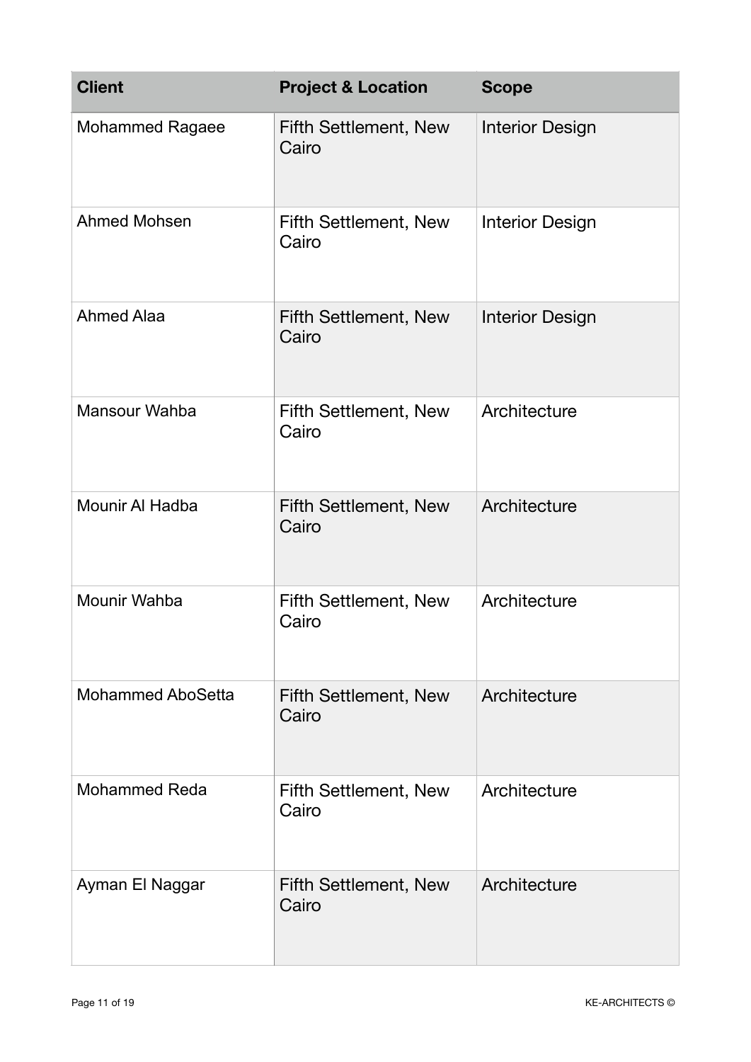| Client | Project & Location | Scope |
|---|---|---|
| Mohammed Ragaee | Fifth Settlement, New Cairo | Interior Design |
| Ahmed Mohsen | Fifth Settlement, New Cairo | Interior Design |
| Ahmed Alaa | Fifth Settlement, New Cairo | Interior Design |
| Mansour Wahba | Fifth Settlement, New Cairo | Architecture |
| Mounir Al Hadba | Fifth Settlement, New Cairo | Architecture |
| Mounir Wahba | Fifth Settlement, New Cairo | Architecture |
| Mohammed AboSetta | Fifth Settlement, New Cairo | Architecture |
| Mohammed Reda | Fifth Settlement, New Cairo | Architecture |
| Ayman El Naggar | Fifth Settlement, New Cairo | Architecture |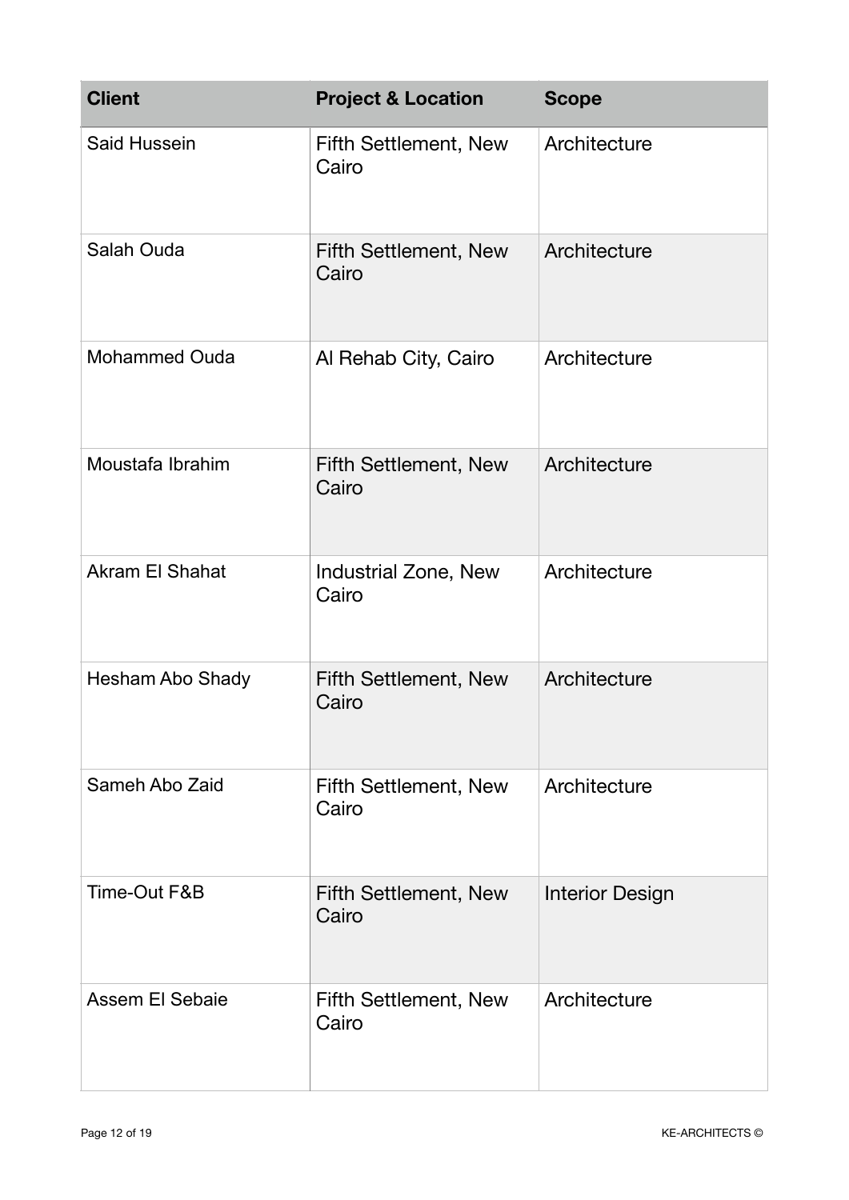| Client | Project & Location | Scope |
|---|---|---|
| Said Hussein | Fifth Settlement, New Cairo | Architecture |
| Salah Ouda | Fifth Settlement, New Cairo | Architecture |
| Mohammed Ouda | Al Rehab City, Cairo | Architecture |
| Moustafa Ibrahim | Fifth Settlement, New Cairo | Architecture |
| Akram El Shahat | Industrial Zone, New Cairo | Architecture |
| Hesham Abo Shady | Fifth Settlement, New Cairo | Architecture |
| Sameh Abo Zaid | Fifth Settlement, New Cairo | Architecture |
| Time-Out F&B | Fifth Settlement, New Cairo | Interior Design |
| Assem El Sebaie | Fifth Settlement, New Cairo | Architecture |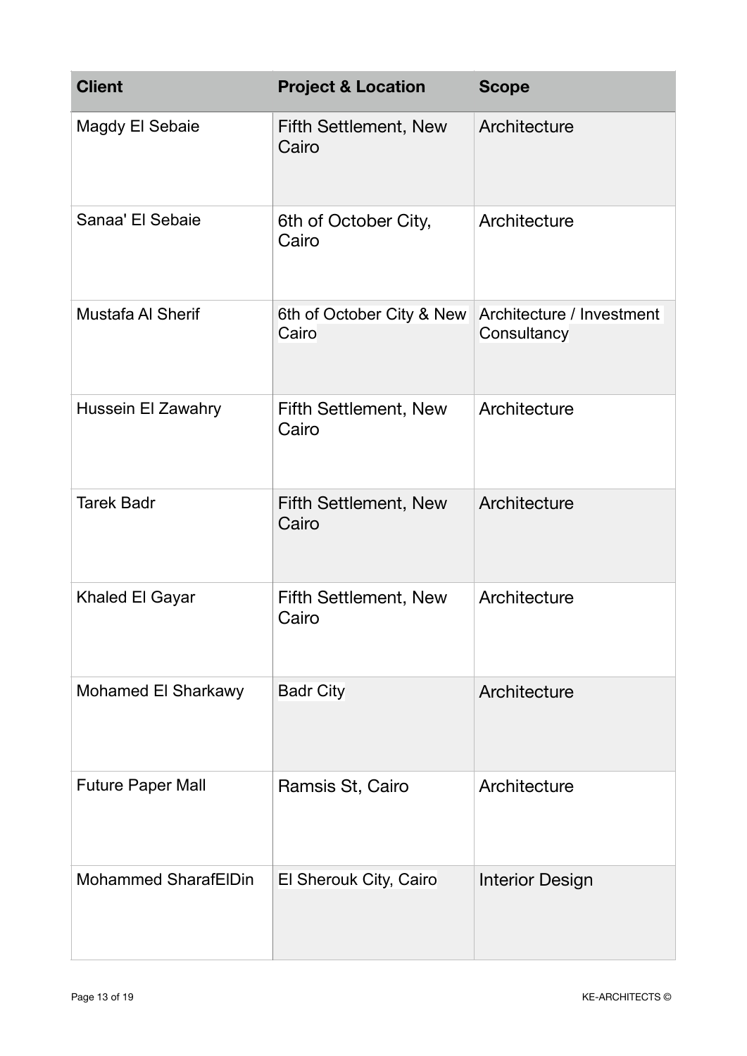| Client | Project & Location | Scope |
|---|---|---|
| Magdy El Sebaie | Fifth Settlement, New Cairo | Architecture |
| Sanaa' El Sebaie | 6th of October City, Cairo | Architecture |
| Mustafa Al Sherif | 6th of October City & New Cairo | Architecture / Investment Consultancy |
| Hussein El Zawahry | Fifth Settlement, New Cairo | Architecture |
| Tarek Badr | Fifth Settlement, New Cairo | Architecture |
| Khaled El Gayar | Fifth Settlement, New Cairo | Architecture |
| Mohamed El Sharkawy | Badr City | Architecture |
| Future Paper Mall | Ramsis St, Cairo | Architecture |
| Mohammed SharafElDin | El Sherouk City, Cairo | Interior Design |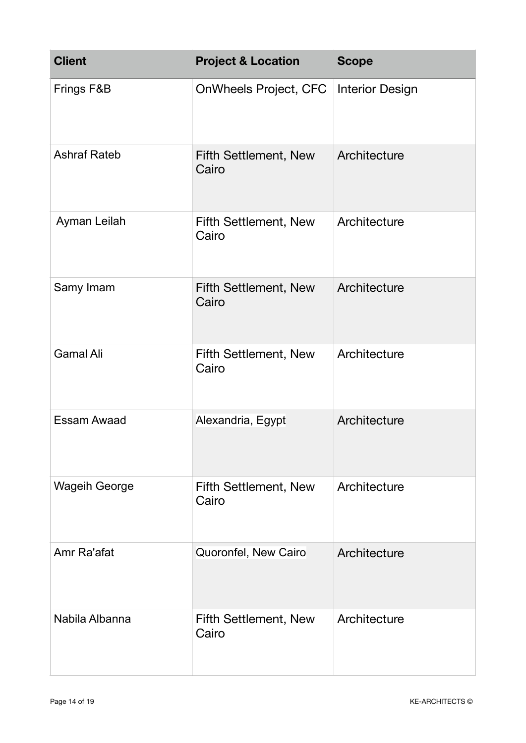| Client | Project & Location | Scope |
| --- | --- | --- |
| Frings F&B | OnWheels Project, CFC | Interior Design |
| Ashraf Rateb | Fifth Settlement, New Cairo | Architecture |
| Ayman Leilah | Fifth Settlement, New Cairo | Architecture |
| Samy Imam | Fifth Settlement, New Cairo | Architecture |
| Gamal Ali | Fifth Settlement, New Cairo | Architecture |
| Essam Awaad | Alexandria, Egypt | Architecture |
| Wageih George | Fifth Settlement, New Cairo | Architecture |
| Amr Ra'afat | Quoronfel, New Cairo | Architecture |
| Nabila Albanna | Fifth Settlement, New Cairo | Architecture |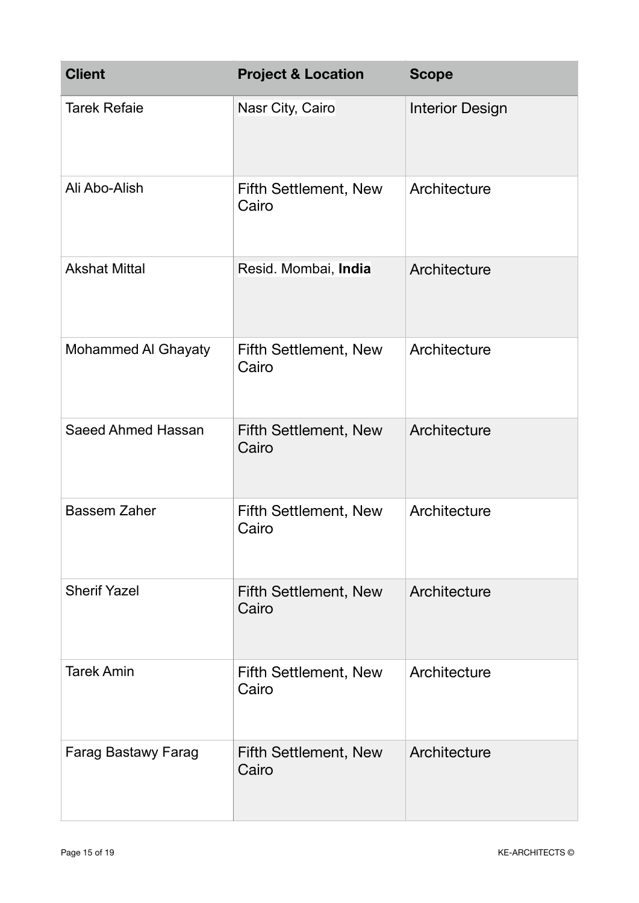| Client | Project & Location | Scope |
|---|---|---|
| Tarek Refaie | Nasr City, Cairo | Interior Design |
| Ali Abo-Alish | Fifth Settlement, New Cairo | Architecture |
| Akshat Mittal | Resid. Mombai, **India** | Architecture |
| Mohammed Al Ghayaty | Fifth Settlement, New Cairo | Architecture |
| Saeed Ahmed Hassan | Fifth Settlement, New Cairo | Architecture |
| Bassem Zaher | Fifth Settlement, New Cairo | Architecture |
| Sherif Yazel | Fifth Settlement, New Cairo | Architecture |
| Tarek Amin | Fifth Settlement, New Cairo | Architecture |
| Farag Bastawy Farag | Fifth Settlement, New Cairo | Architecture |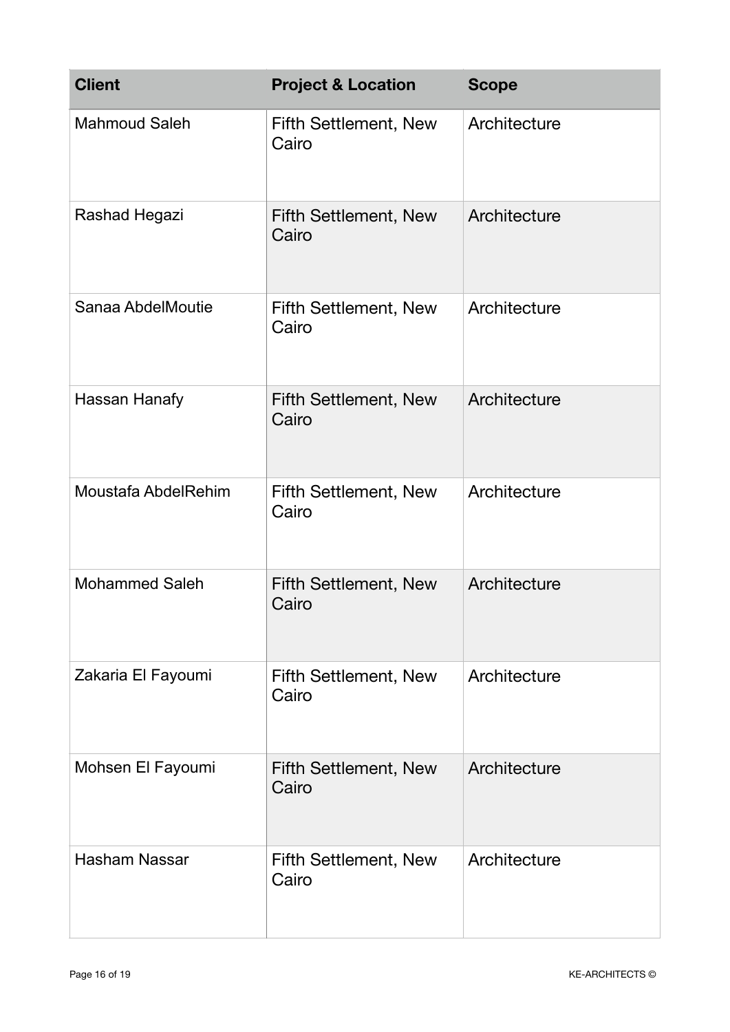| Client | Project & Location | Scope |
| --- | --- | --- |
| Mahmoud Saleh | Fifth Settlement, New Cairo | Architecture |
| Rashad Hegazi | Fifth Settlement, New Cairo | Architecture |
| Sanaa AbdelMoutie | Fifth Settlement, New Cairo | Architecture |
| Hassan Hanafy | Fifth Settlement, New Cairo | Architecture |
| Moustafa AbdelRehim | Fifth Settlement, New Cairo | Architecture |
| Mohammed Saleh | Fifth Settlement, New Cairo | Architecture |
| Zakaria El Fayoumi | Fifth Settlement, New Cairo | Architecture |
| Mohsen El Fayoumi | Fifth Settlement, New Cairo | Architecture |
| Hasham Nassar | Fifth Settlement, New Cairo | Architecture |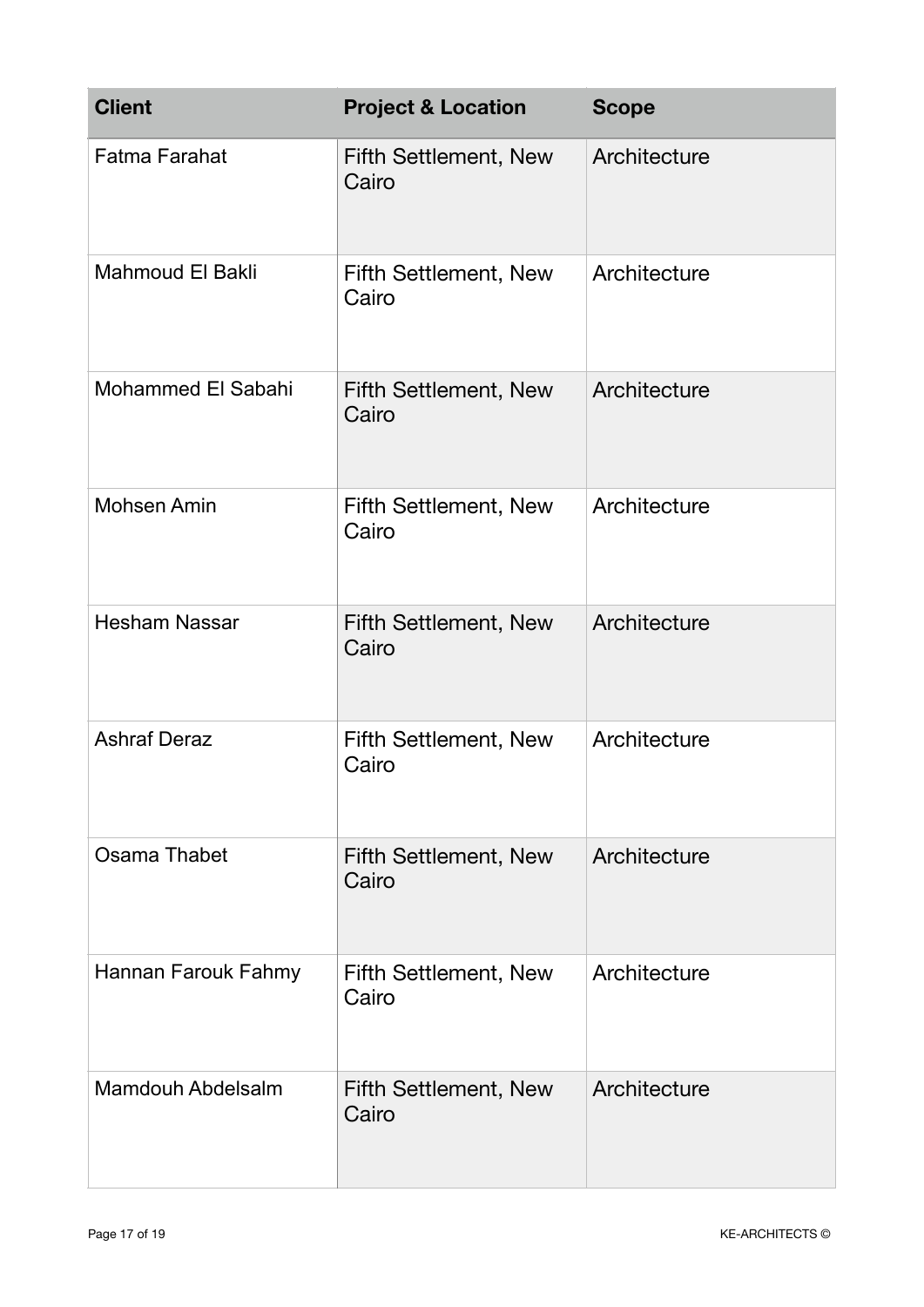| Client | Project & Location | Scope |
| --- | --- | --- |
| Fatma Farahat | Fifth Settlement, New Cairo | Architecture |
| Mahmoud El Bakli | Fifth Settlement, New Cairo | Architecture |
| Mohammed El Sabahi | Fifth Settlement, New Cairo | Architecture |
| Mohsen Amin | Fifth Settlement, New Cairo | Architecture |
| Hesham Nassar | Fifth Settlement, New Cairo | Architecture |
| Ashraf Deraz | Fifth Settlement, New Cairo | Architecture |
| Osama Thabet | Fifth Settlement, New Cairo | Architecture |
| Hannan Farouk Fahmy | Fifth Settlement, New Cairo | Architecture |
| Mamdouh Abdelsalm | Fifth Settlement, New Cairo | Architecture |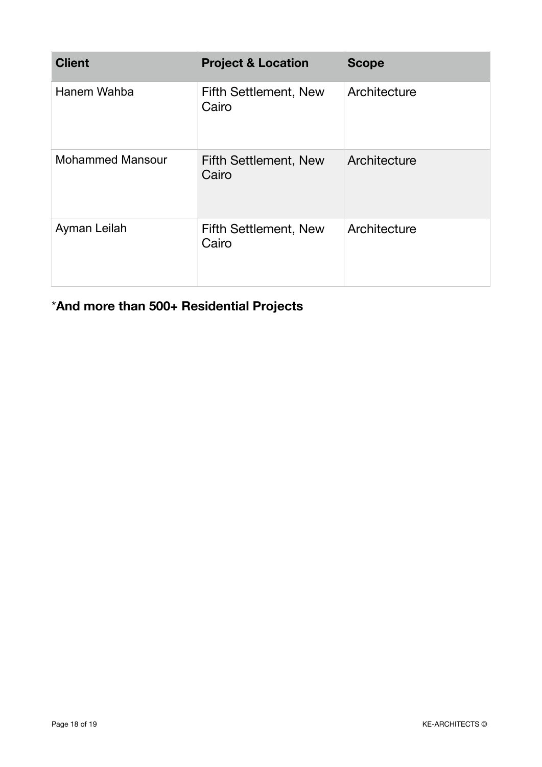| Client | Project & Location | Scope |
| --- | --- | --- |
| Hanem Wahba | Fifth Settlement, New Cairo | Architecture |
| Mohammed Mansour | Fifth Settlement, New Cairo | Architecture |
| Ayman Leilah | Fifth Settlement, New Cairo | Architecture |

*****And more than 500+ Residential Projects**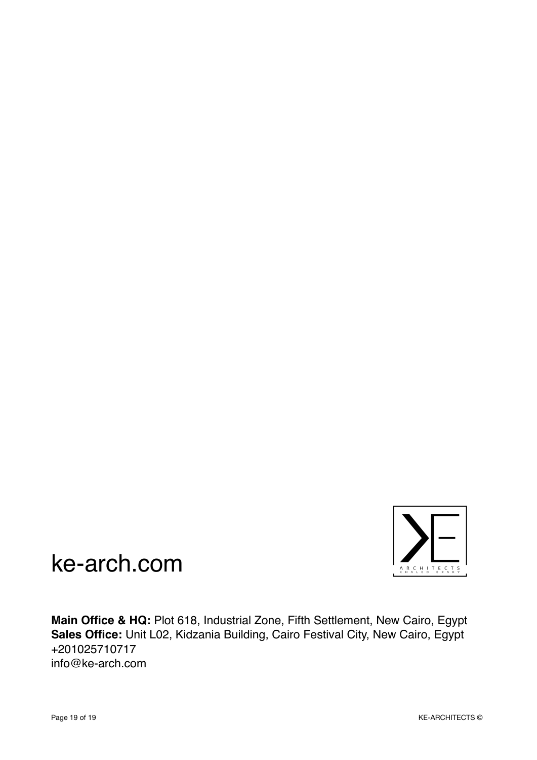ke-arch.com

ARCHITECTS
KHALED ERAKY

**Main Office & HQ:** Plot 618, Industrial Zone, Fifth Settlement, New Cairo, Egypt
**Sales Office:** Unit L02, Kidzania Building, Cairo Festival City, New Cairo, Egypt
+201025710717
info@ke-arch.com